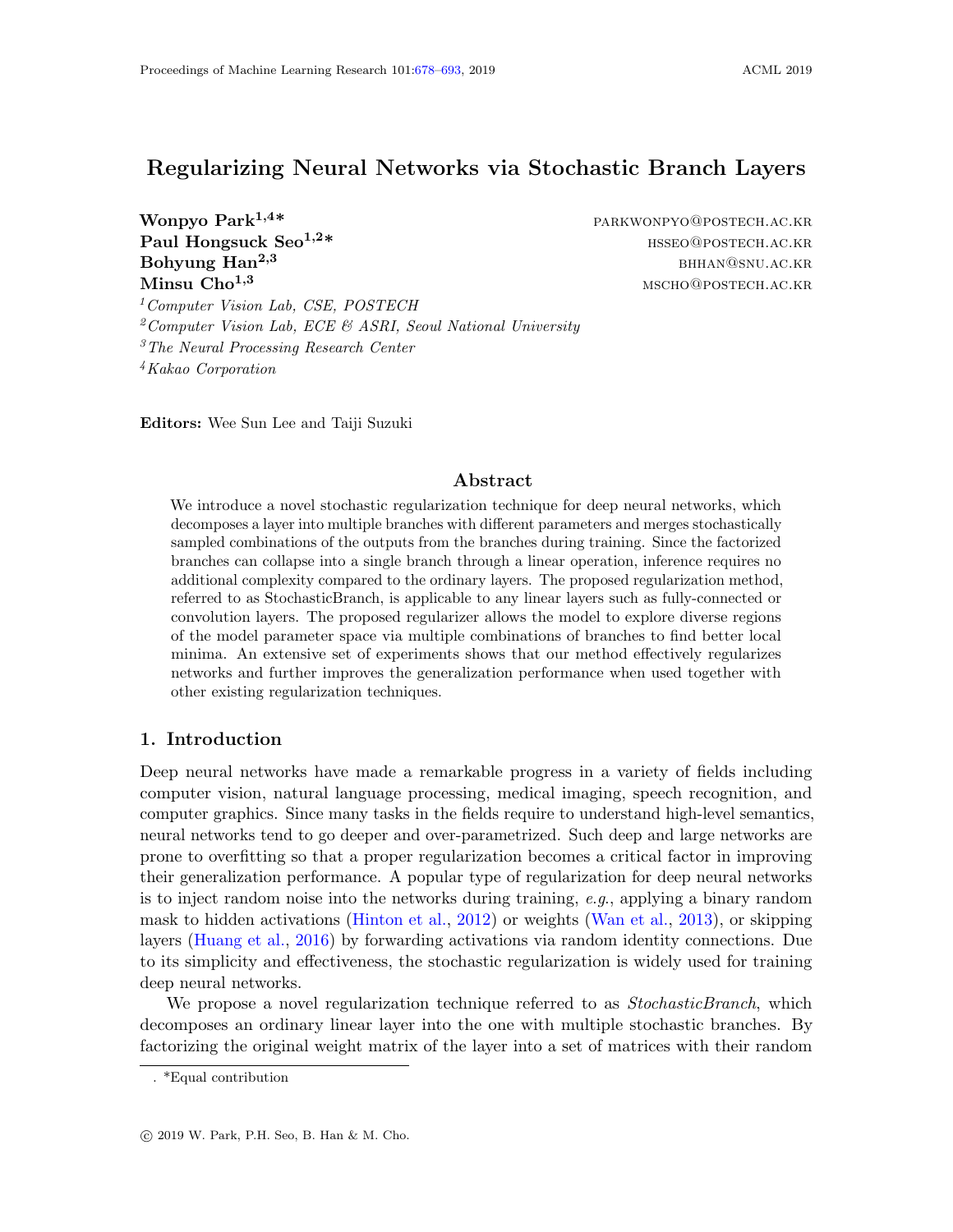# Regularizing Neural Networks via Stochastic Branch Layers

**Wonpyo Park**[1,4]* PARKWONPYO@POSTECH.AC.KR
**Paul Hongsuck Seo**[1,2]* HSSEO@POSTECH.AC.KR
**Bohyung Han**[2,3] BHHAN@SNU.AC.KR
**Minsu Cho**[1,3] MSCHO@POSTECH.AC.KR

[1] *Computer Vision Lab, CSE, POSTECH*
[2] *Computer Vision Lab, ECE & ASRI, Seoul National University*
[3] *The Neural Processing Research Center*
[4] *Kakao Corporation*

**Editors:** Wee Sun Lee and Taiji Suzuki

## Abstract

We introduce a novel stochastic regularization technique for deep neural networks, which decomposes a layer into multiple branches with different parameters and merges stochastically sampled combinations of the outputs from the branches during training. Since the factorized branches can collapse into a single branch through a linear operation, inference requires no additional complexity compared to the ordinary layers. The proposed regularization method, referred to as StochasticBranch, is applicable to any linear layers such as fully-connected or convolution layers. The proposed regularizer allows the model to explore diverse regions of the model parameter space via multiple combinations of branches to find better local minima. An extensive set of experiments shows that our method effectively regularizes networks and further improves the generalization performance when used together with other existing regularization techniques.

## 1. Introduction

Deep neural networks have made a remarkable progress in a variety of fields including computer vision, natural language processing, medical imaging, speech recognition, and computer graphics. Since many tasks in the fields require to understand high-level semantics, neural networks tend to go deeper and over-parametrized. Such deep and large networks are prone to overfitting so that a proper regularization becomes a critical factor in improving their generalization performance. A popular type of regularization for deep neural networks is to inject random noise into the networks during training, *e.g.*, applying a binary random mask to hidden activations (Hinton et al., 2012) or weights (Wan et al., 2013), or skipping layers (Huang et al., 2016) by forwarding activations via random identity connections. Due to its simplicity and effectiveness, the stochastic regularization is widely used for training deep neural networks.

We propose a novel regularization technique referred to as *StochasticBranch*, which decomposes an ordinary linear layer into the one with multiple stochastic branches. By factorizing the original weight matrix of the layer into a set of matrices with their random

. *Equal contribution

© 2019 W. Park, P.H. Seo, B. Han & M. Cho.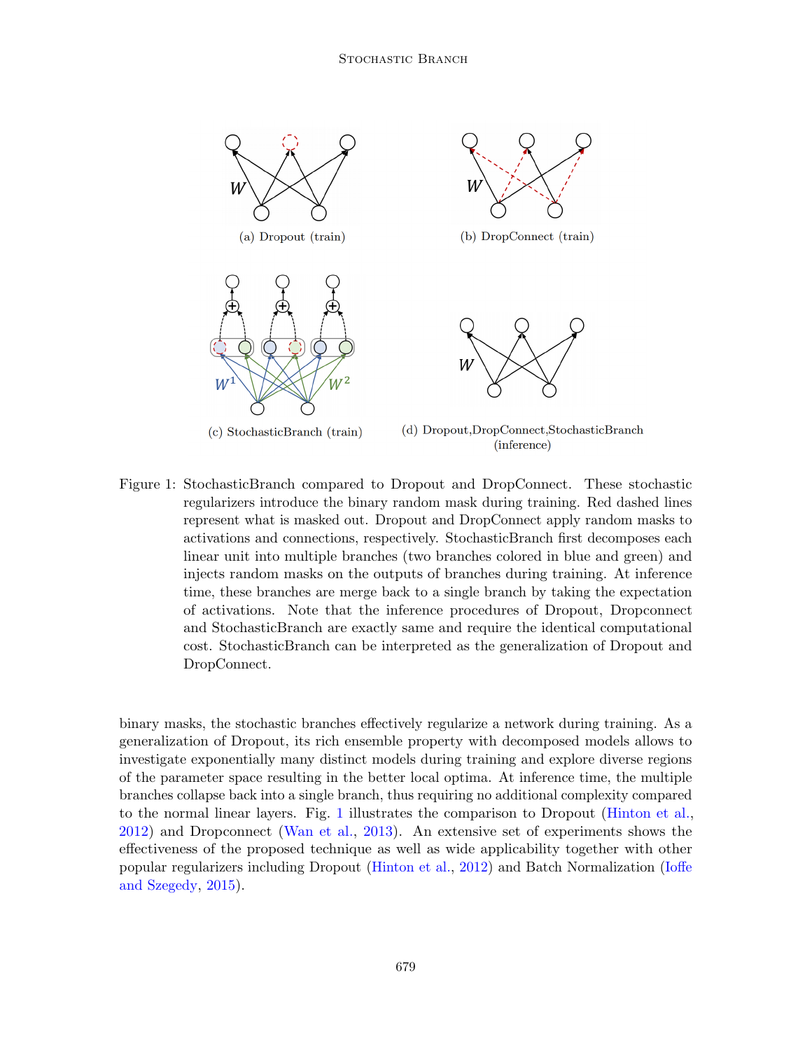(a) Dropout (train)

(b) DropConnect (train)

(c) StochasticBranch (train)

(d) Dropout,DropConnect,StochasticBranch (inference)

Figure 1: StochasticBranch compared to Dropout and DropConnect. These stochastic regularizers introduce the binary random mask during training. Red dashed lines represent what is masked out. Dropout and DropConnect apply random masks to activations and connections, respectively. StochasticBranch first decomposes each linear unit into multiple branches (two branches colored in blue and green) and injects random masks on the outputs of branches during training. At inference time, these branches are merge back to a single branch by taking the expectation of activations. Note that the inference procedures of Dropout, Dropconnect and StochasticBranch are exactly same and require the identical computational cost. StochasticBranch can be interpreted as the generalization of Dropout and DropConnect.

binary masks, the stochastic branches effectively regularize a network during training. As a generalization of Dropout, its rich ensemble property with decomposed models allows to investigate exponentially many distinct models during training and explore diverse regions of the parameter space resulting in the better local optima. At inference time, the multiple branches collapse back into a single branch, thus requiring no additional complexity compared to the normal linear layers. Fig. 1 illustrates the comparison to Dropout (Hinton et al., 2012) and Dropconnect (Wan et al., 2013). An extensive set of experiments shows the effectiveness of the proposed technique as well as wide applicability together with other popular regularizers including Dropout (Hinton et al., 2012) and Batch Normalization (Ioffe and Szegedy, 2015).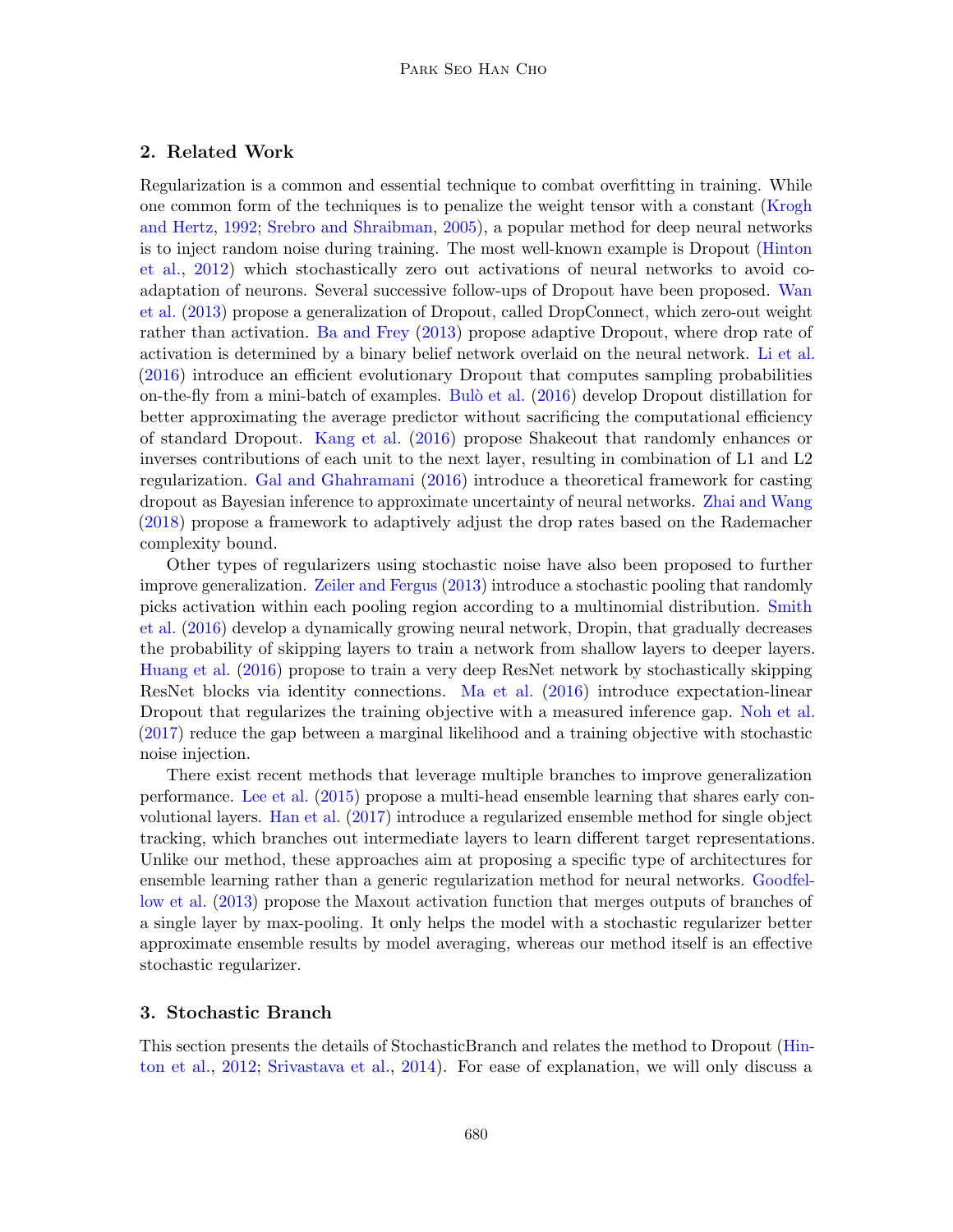## 2. Related Work

Regularization is a common and essential technique to combat overfitting in training. While one common form of the techniques is to penalize the weight tensor with a constant (Krogh and Hertz, 1992; Srebro and Shraibman, 2005), a popular method for deep neural networks is to inject random noise during training. The most well-known example is Dropout (Hinton et al., 2012) which stochastically zero out activations of neural networks to avoid co-adaptation of neurons. Several successive follow-ups of Dropout have been proposed. Wan et al. (2013) propose a generalization of Dropout, called DropConnect, which zero-out weight rather than activation. Ba and Frey (2013) propose adaptive Dropout, where drop rate of activation is determined by a binary belief network overlaid on the neural network. Li et al. (2016) introduce an efficient evolutionary Dropout that computes sampling probabilities on-the-fly from a mini-batch of examples. Bulò et al. (2016) develop Dropout distillation for better approximating the average predictor without sacrificing the computational efficiency of standard Dropout. Kang et al. (2016) propose Shakeout that randomly enhances or inverses contributions of each unit to the next layer, resulting in combination of L1 and L2 regularization. Gal and Ghahramani (2016) introduce a theoretical framework for casting dropout as Bayesian inference to approximate uncertainty of neural networks. Zhai and Wang (2018) propose a framework to adaptively adjust the drop rates based on the Rademacher complexity bound.

Other types of regularizers using stochastic noise have also been proposed to further improve generalization. Zeiler and Fergus (2013) introduce a stochastic pooling that randomly picks activation within each pooling region according to a multinomial distribution. Smith et al. (2016) develop a dynamically growing neural network, Dropin, that gradually decreases the probability of skipping layers to train a network from shallow layers to deeper layers. Huang et al. (2016) propose to train a very deep ResNet network by stochastically skipping ResNet blocks via identity connections. Ma et al. (2016) introduce expectation-linear Dropout that regularizes the training objective with a measured inference gap. Noh et al. (2017) reduce the gap between a marginal likelihood and a training objective with stochastic noise injection.

There exist recent methods that leverage multiple branches to improve generalization performance. Lee et al. (2015) propose a multi-head ensemble learning that shares early convolutional layers. Han et al. (2017) introduce a regularized ensemble method for single object tracking, which branches out intermediate layers to learn different target representations. Unlike our method, these approaches aim at proposing a specific type of architectures for ensemble learning rather than a generic regularization method for neural networks. Goodfellow et al. (2013) propose the Maxout activation function that merges outputs of branches of a single layer by max-pooling. It only helps the model with a stochastic regularizer better approximate ensemble results by model averaging, whereas our method itself is an effective stochastic regularizer.

## 3. Stochastic Branch

This section presents the details of StochasticBranch and relates the method to Dropout (Hinton et al., 2012; Srivastava et al., 2014). For ease of explanation, we will only discuss a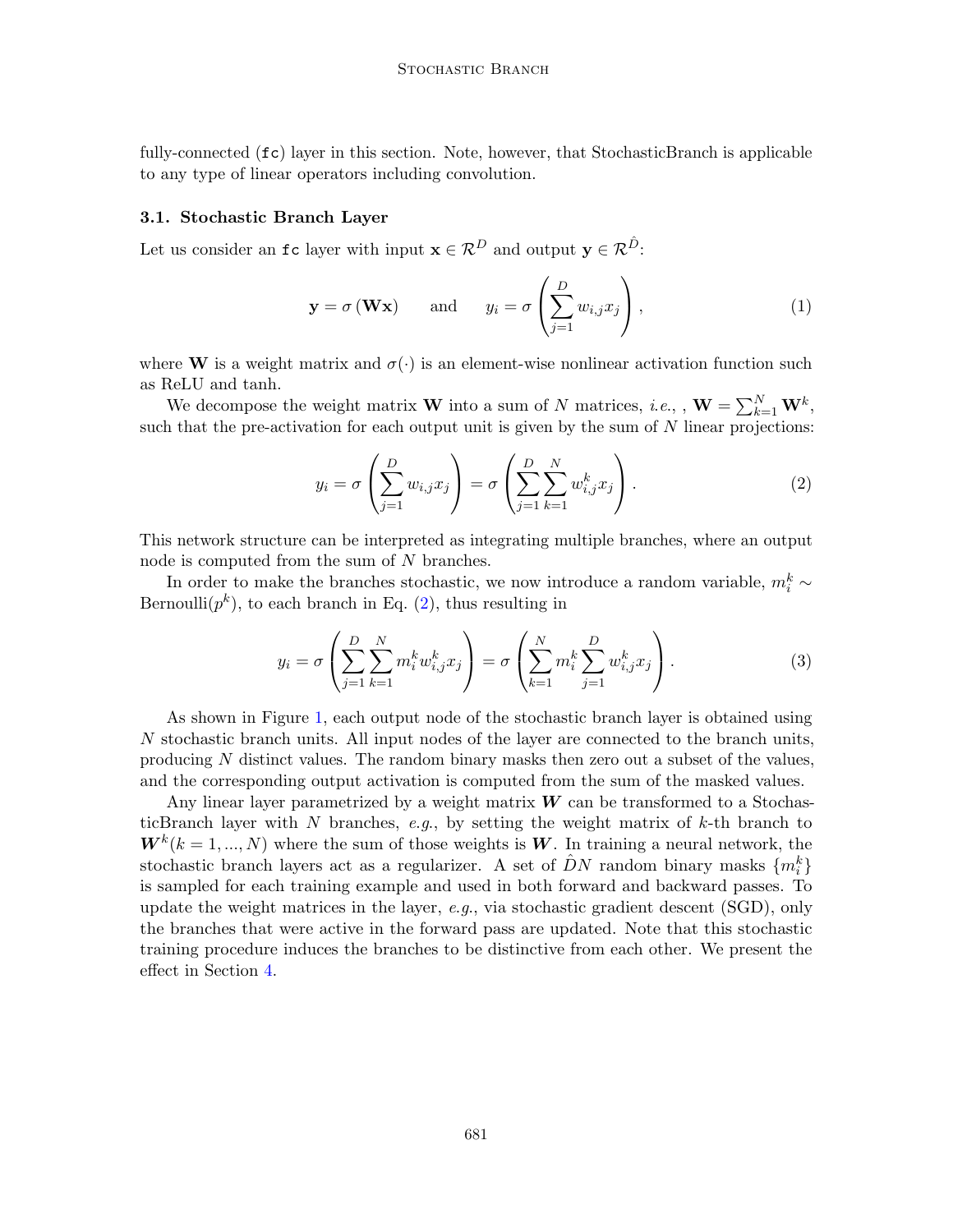fully-connected (`fc`) layer in this section. Note, however, that StochasticBranch is applicable to any type of linear operators including convolution.

### 3.1. Stochastic Branch Layer

Let us consider an `fc` layer with input $\mathbf{x} \in \mathcal{R}^D$ and output $\mathbf{y} \in \mathcal{R}^{\hat{D}}$:

$$\mathbf{y} = \sigma\left(\mathbf{W}\mathbf{x}\right) \qquad \text{and} \qquad y_i = \sigma\left(\sum_{j=1}^{D} w_{i,j} x_j\right), \tag{1}$$

where $\mathbf{W}$ is a weight matrix and $\sigma(\cdot)$ is an element-wise nonlinear activation function such as ReLU and tanh.

We decompose the weight matrix $\mathbf{W}$ into a sum of $N$ matrices, *i.e.*, , $\mathbf{W} = \sum_{k=1}^{N} \mathbf{W}^k$, such that the pre-activation for each output unit is given by the sum of $N$ linear projections:

$$y_i = \sigma\left(\sum_{j=1}^{D} w_{i,j} x_j\right) = \sigma\left(\sum_{j=1}^{D}\sum_{k=1}^{N} w_{i,j}^k x_j\right). \tag{2}$$

This network structure can be interpreted as integrating multiple branches, where an output node is computed from the sum of $N$ branches.

In order to make the branches stochastic, we now introduce a random variable, $m_i^k \sim \text{Bernoulli}(p^k)$, to each branch in Eq. (2), thus resulting in

$$y_i = \sigma\left(\sum_{j=1}^{D}\sum_{k=1}^{N} m_i^k w_{i,j}^k x_j\right) = \sigma\left(\sum_{k=1}^{N} m_i^k \sum_{j=1}^{D} w_{i,j}^k x_j\right). \tag{3}$$

As shown in Figure 1, each output node of the stochastic branch layer is obtained using $N$ stochastic branch units. All input nodes of the layer are connected to the branch units, producing $N$ distinct values. The random binary masks then zero out a subset of the values, and the corresponding output activation is computed from the sum of the masked values.

Any linear layer parametrized by a weight matrix $\boldsymbol{W}$ can be transformed to a StochasticBranch layer with $N$ branches, *e.g.*, by setting the weight matrix of $k$-th branch to $\boldsymbol{W}^k (k = 1, ..., N)$ where the sum of those weights is $\boldsymbol{W}$. In training a neural network, the stochastic branch layers act as a regularizer. A set of $\hat{D}N$ random binary masks $\{m_i^k\}$ is sampled for each training example and used in both forward and backward passes. To update the weight matrices in the layer, *e.g.*, via stochastic gradient descent (SGD), only the branches that were active in the forward pass are updated. Note that this stochastic training procedure induces the branches to be distinctive from each other. We present the effect in Section 4.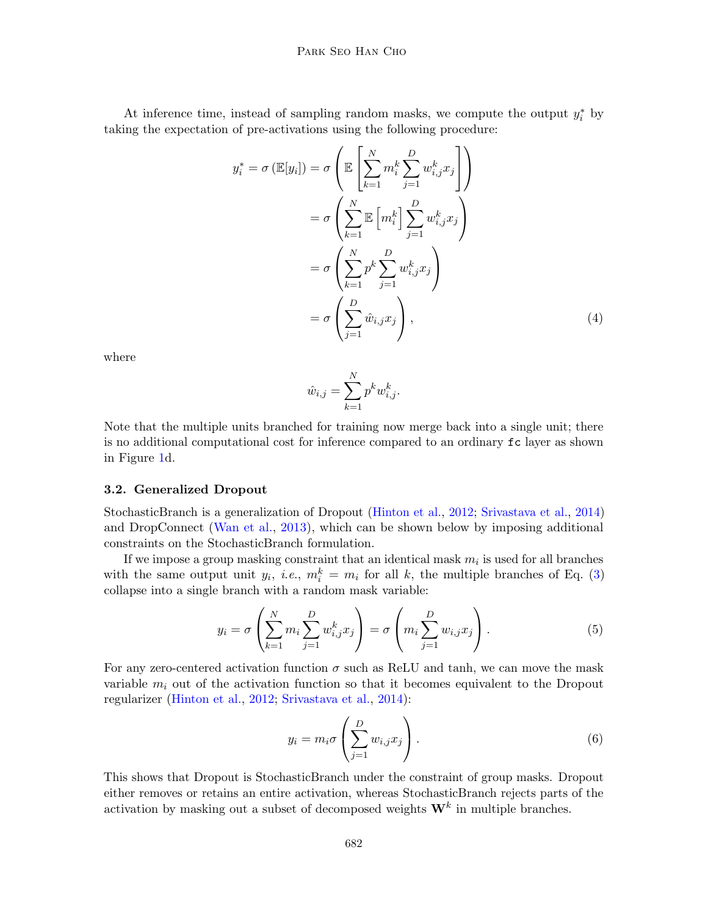At inference time, instead of sampling random masks, we compute the output $y_i^*$ by taking the expectation of pre-activations using the following procedure:

$$
\begin{aligned}
y_i^* = \sigma\left(\mathbb{E}[y_i]\right) &= \sigma\left(\mathbb{E}\left[\sum_{k=1}^{N} m_i^k \sum_{j=1}^{D} w_{i,j}^k x_j\right]\right) \\
&= \sigma\left(\sum_{k=1}^{N} \mathbb{E}\left[m_i^k\right] \sum_{j=1}^{D} w_{i,j}^k x_j\right) \\
&= \sigma\left(\sum_{k=1}^{N} p^k \sum_{j=1}^{D} w_{i,j}^k x_j\right) \\
&= \sigma\left(\sum_{j=1}^{D} \hat{w}_{i,j} x_j\right),
\end{aligned} \tag{4}
$$

where

$$
\hat{w}_{i,j} = \sum_{k=1}^{N} p^k w_{i,j}^k.
$$

Note that the multiple units branched for training now merge back into a single unit; there is no additional computational cost for inference compared to an ordinary `fc` layer as shown in Figure 1d.

### 3.2. Generalized Dropout

StochasticBranch is a generalization of Dropout (Hinton et al., 2012; Srivastava et al., 2014) and DropConnect (Wan et al., 2013), which can be shown below by imposing additional constraints on the StochasticBranch formulation.

If we impose a group masking constraint that an identical mask $m_i$ is used for all branches with the same output unit $y_i$, *i.e.*, $m_i^k = m_i$ for all $k$, the multiple branches of Eq. (3) collapse into a single branch with a random mask variable:

$$
y_i = \sigma\left(\sum_{k=1}^{N} m_i \sum_{j=1}^{D} w_{i,j}^k x_j\right) = \sigma\left(m_i \sum_{j=1}^{D} w_{i,j} x_j\right). \tag{5}
$$

For any zero-centered activation function $\sigma$ such as ReLU and tanh, we can move the mask variable $m_i$ out of the activation function so that it becomes equivalent to the Dropout regularizer (Hinton et al., 2012; Srivastava et al., 2014):

$$
y_i = m_i \sigma\left(\sum_{j=1}^{D} w_{i,j} x_j\right). \tag{6}
$$

This shows that Dropout is StochasticBranch under the constraint of group masks. Dropout either removes or retains an entire activation, whereas StochasticBranch rejects parts of the activation by masking out a subset of decomposed weights $\mathbf{W}^k$ in multiple branches.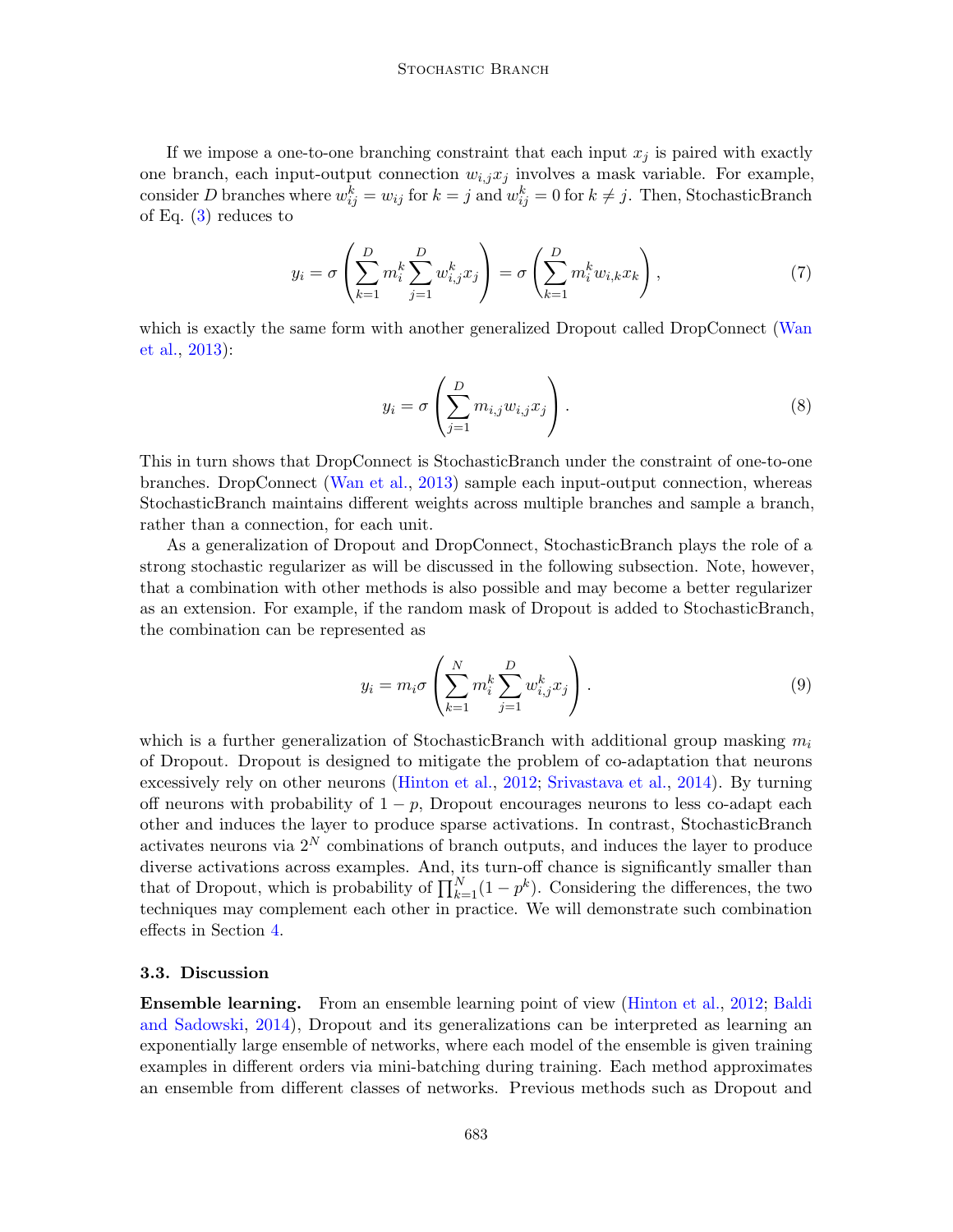If we impose a one-to-one branching constraint that each input $x_j$ is paired with exactly one branch, each input-output connection $w_{i,j}x_j$ involves a mask variable. For example, consider $D$ branches where $w_{ij}^k = w_{ij}$ for $k = j$ and $w_{ij}^k = 0$ for $k \neq j$. Then, StochasticBranch of Eq. (3) reduces to

$$y_i = \sigma\left(\sum_{k=1}^{D} m_i^k \sum_{j=1}^{D} w_{i,j}^k x_j\right) = \sigma\left(\sum_{k=1}^{D} m_i^k w_{i,k} x_k\right), \tag{7}$$

which is exactly the same form with another generalized Dropout called DropConnect (Wan et al., 2013):

$$y_i = \sigma\left(\sum_{j=1}^{D} m_{i,j} w_{i,j} x_j\right). \tag{8}$$

This in turn shows that DropConnect is StochasticBranch under the constraint of one-to-one branches. DropConnect (Wan et al., 2013) sample each input-output connection, whereas StochasticBranch maintains different weights across multiple branches and sample a branch, rather than a connection, for each unit.

As a generalization of Dropout and DropConnect, StochasticBranch plays the role of a strong stochastic regularizer as will be discussed in the following subsection. Note, however, that a combination with other methods is also possible and may become a better regularizer as an extension. For example, if the random mask of Dropout is added to StochasticBranch, the combination can be represented as

$$y_i = m_i \sigma\left(\sum_{k=1}^{N} m_i^k \sum_{j=1}^{D} w_{i,j}^k x_j\right). \tag{9}$$

which is a further generalization of StochasticBranch with additional group masking $m_i$ of Dropout. Dropout is designed to mitigate the problem of co-adaptation that neurons excessively rely on other neurons (Hinton et al., 2012; Srivastava et al., 2014). By turning off neurons with probability of $1-p$, Dropout encourages neurons to less co-adapt each other and induces the layer to produce sparse activations. In contrast, StochasticBranch activates neurons via $2^N$ combinations of branch outputs, and induces the layer to produce diverse activations across examples. And, its turn-off chance is significantly smaller than that of Dropout, which is probability of $\prod_{k=1}^{N}(1-p^k)$. Considering the differences, the two techniques may complement each other in practice. We will demonstrate such combination effects in Section 4.

### 3.3. Discussion

**Ensemble learning.** From an ensemble learning point of view (Hinton et al., 2012; Baldi and Sadowski, 2014), Dropout and its generalizations can be interpreted as learning an exponentially large ensemble of networks, where each model of the ensemble is given training examples in different orders via mini-batching during training. Each method approximates an ensemble from different classes of networks. Previous methods such as Dropout and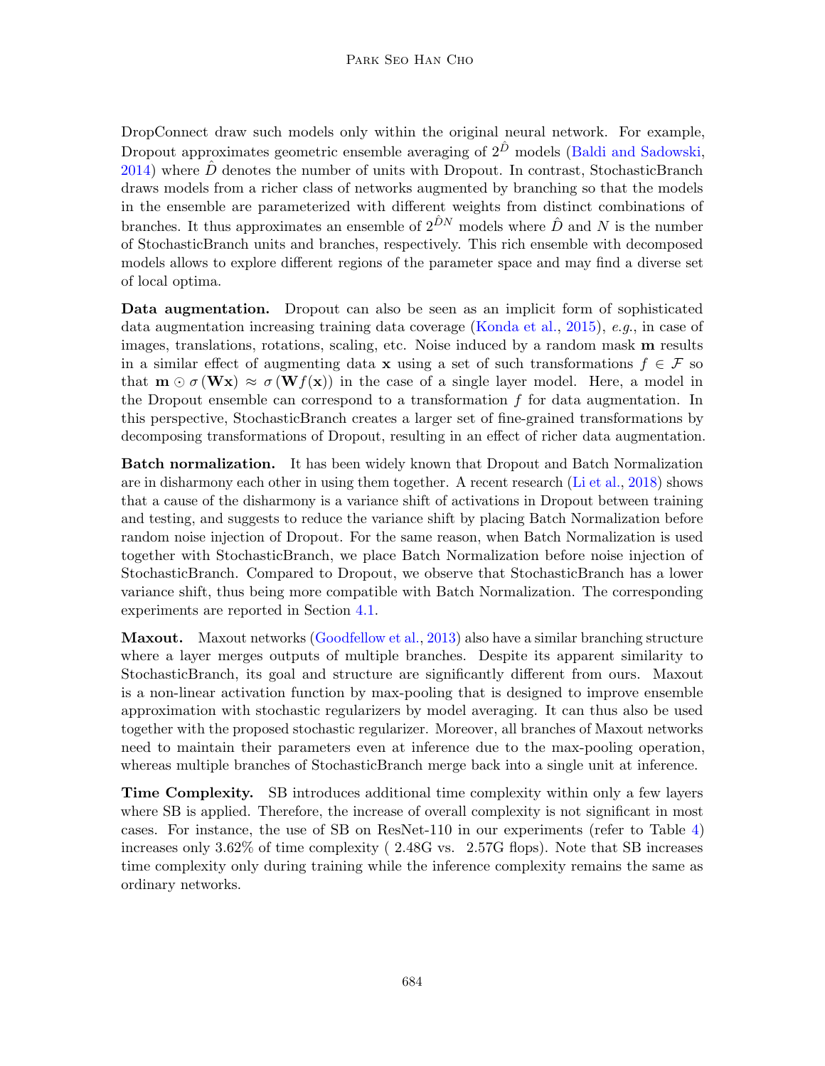DropConnect draw such models only within the original neural network. For example, Dropout approximates geometric ensemble averaging of $2^{\hat{D}}$ models (Baldi and Sadowski, 2014) where $\hat{D}$ denotes the number of units with Dropout. In contrast, StochasticBranch draws models from a richer class of networks augmented by branching so that the models in the ensemble are parameterized with different weights from distinct combinations of branches. It thus approximates an ensemble of $2^{\hat{D}N}$ models where $\hat{D}$ and $N$ is the number of StochasticBranch units and branches, respectively. This rich ensemble with decomposed models allows to explore different regions of the parameter space and may find a diverse set of local optima.

**Data augmentation.** Dropout can also be seen as an implicit form of sophisticated data augmentation increasing training data coverage (Konda et al., 2015), *e.g.*, in case of images, translations, rotations, scaling, etc. Noise induced by a random mask $\mathbf{m}$ results in a similar effect of augmenting data $\mathbf{x}$ using a set of such transformations $f \in \mathcal{F}$ so that $\mathbf{m} \odot \sigma(\mathbf{W}\mathbf{x}) \approx \sigma(\mathbf{W}f(\mathbf{x}))$ in the case of a single layer model. Here, a model in the Dropout ensemble can correspond to a transformation $f$ for data augmentation. In this perspective, StochasticBranch creates a larger set of fine-grained transformations by decomposing transformations of Dropout, resulting in an effect of richer data augmentation.

**Batch normalization.** It has been widely known that Dropout and Batch Normalization are in disharmony each other in using them together. A recent research (Li et al., 2018) shows that a cause of the disharmony is a variance shift of activations in Dropout between training and testing, and suggests to reduce the variance shift by placing Batch Normalization before random noise injection of Dropout. For the same reason, when Batch Normalization is used together with StochasticBranch, we place Batch Normalization before noise injection of StochasticBranch. Compared to Dropout, we observe that StochasticBranch has a lower variance shift, thus being more compatible with Batch Normalization. The corresponding experiments are reported in Section 4.1.

**Maxout.** Maxout networks (Goodfellow et al., 2013) also have a similar branching structure where a layer merges outputs of multiple branches. Despite its apparent similarity to StochasticBranch, its goal and structure are significantly different from ours. Maxout is a non-linear activation function by max-pooling that is designed to improve ensemble approximation with stochastic regularizers by model averaging. It can thus also be used together with the proposed stochastic regularizer. Moreover, all branches of Maxout networks need to maintain their parameters even at inference due to the max-pooling operation, whereas multiple branches of StochasticBranch merge back into a single unit at inference.

**Time Complexity.** SB introduces additional time complexity within only a few layers where SB is applied. Therefore, the increase of overall complexity is not significant in most cases. For instance, the use of SB on ResNet-110 in our experiments (refer to Table 4) increases only 3.62% of time complexity ( 2.48G vs. 2.57G flops). Note that SB increases time complexity only during training while the inference complexity remains the same as ordinary networks.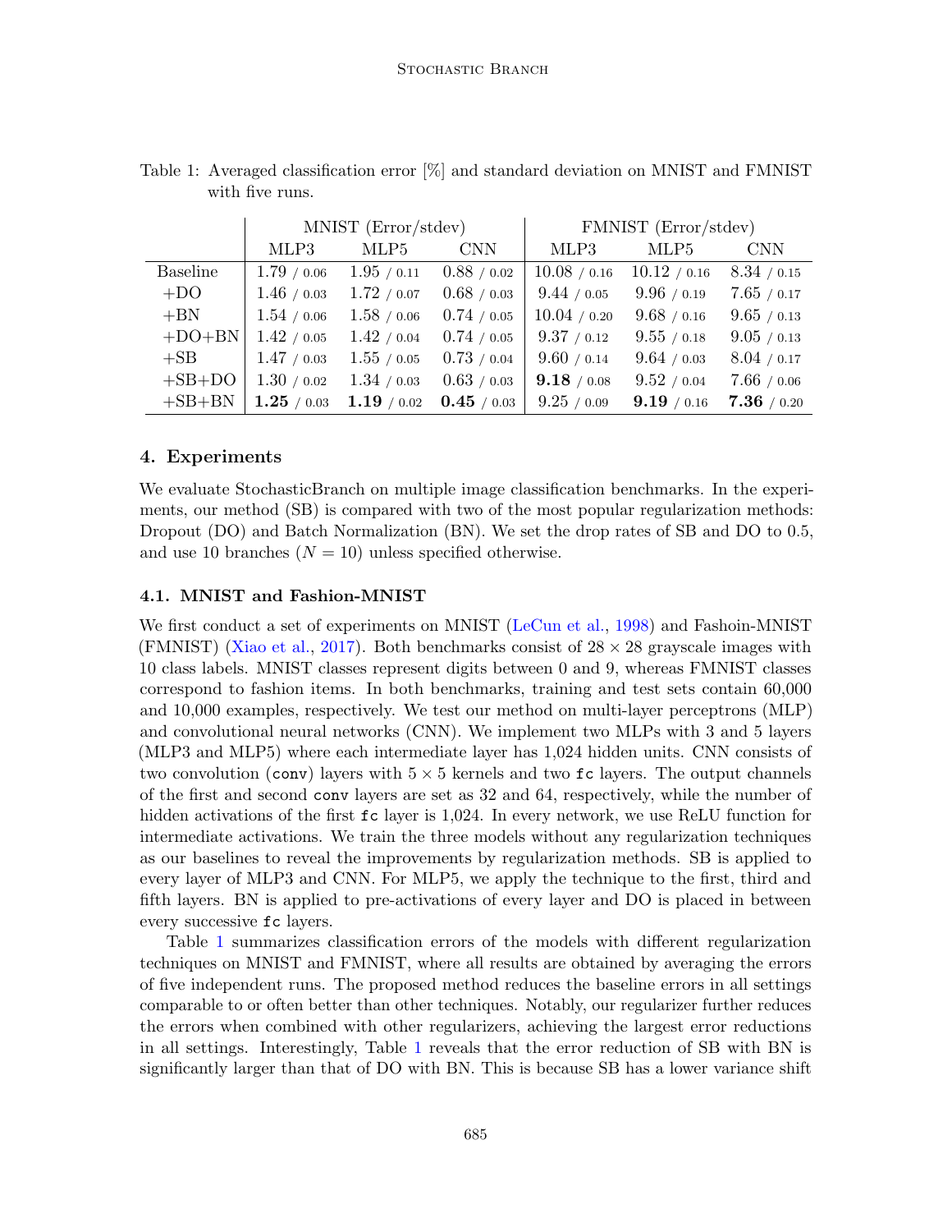Table 1: Averaged classification error [%] and standard deviation on MNIST and FMNIST with five runs.

| | MNIST (Error/stdev) | | | FMNIST (Error/stdev) | | |
|---|---|---|---|---|---|---|
| | MLP3 | MLP5 | CNN | MLP3 | MLP5 | CNN |
| Baseline | 1.79 / 0.06 | 1.95 / 0.11 | 0.88 / 0.02 | 10.08 / 0.16 | 10.12 / 0.16 | 8.34 / 0.15 |
| +DO | 1.46 / 0.03 | 1.72 / 0.07 | 0.68 / 0.03 | 9.44 / 0.05 | 9.96 / 0.19 | 7.65 / 0.17 |
| +BN | 1.54 / 0.06 | 1.58 / 0.06 | 0.74 / 0.05 | 10.04 / 0.20 | 9.68 / 0.16 | 9.65 / 0.13 |
| +DO+BN | 1.42 / 0.05 | 1.42 / 0.04 | 0.74 / 0.05 | 9.37 / 0.12 | 9.55 / 0.18 | 9.05 / 0.13 |
| +SB | 1.47 / 0.03 | 1.55 / 0.05 | 0.73 / 0.04 | 9.60 / 0.14 | 9.64 / 0.03 | 8.04 / 0.17 |
| +SB+DO | 1.30 / 0.02 | 1.34 / 0.03 | 0.63 / 0.03 | **9.18** / 0.08 | 9.52 / 0.04 | 7.66 / 0.06 |
| +SB+BN | **1.25** / 0.03 | **1.19** / 0.02 | **0.45** / 0.03 | 9.25 / 0.09 | **9.19** / 0.16 | **7.36** / 0.20 |

## 4. Experiments

We evaluate StochasticBranch on multiple image classification benchmarks. In the experiments, our method (SB) is compared with two of the most popular regularization methods: Dropout (DO) and Batch Normalization (BN). We set the drop rates of SB and DO to 0.5, and use 10 branches ($N = 10$) unless specified otherwise.

### 4.1. MNIST and Fashion-MNIST

We first conduct a set of experiments on MNIST (LeCun et al., 1998) and Fashoin-MNIST (FMNIST) (Xiao et al., 2017). Both benchmarks consist of $28 \times 28$ grayscale images with 10 class labels. MNIST classes represent digits between 0 and 9, whereas FMNIST classes correspond to fashion items. In both benchmarks, training and test sets contain 60,000 and 10,000 examples, respectively. We test our method on multi-layer perceptrons (MLP) and convolutional neural networks (CNN). We implement two MLPs with 3 and 5 layers (MLP3 and MLP5) where each intermediate layer has 1,024 hidden units. CNN consists of two convolution (`conv`) layers with $5 \times 5$ kernels and two `fc` layers. The output channels of the first and second `conv` layers are set as 32 and 64, respectively, while the number of hidden activations of the first `fc` layer is 1,024. In every network, we use ReLU function for intermediate activations. We train the three models without any regularization techniques as our baselines to reveal the improvements by regularization methods. SB is applied to every layer of MLP3 and CNN. For MLP5, we apply the technique to the first, third and fifth layers. BN is applied to pre-activations of every layer and DO is placed in between every successive `fc` layers.

Table 1 summarizes classification errors of the models with different regularization techniques on MNIST and FMNIST, where all results are obtained by averaging the errors of five independent runs. The proposed method reduces the baseline errors in all settings comparable to or often better than other techniques. Notably, our regularizer further reduces the errors when combined with other regularizers, achieving the largest error reductions in all settings. Interestingly, Table 1 reveals that the error reduction of SB with BN is significantly larger than that of DO with BN. This is because SB has a lower variance shift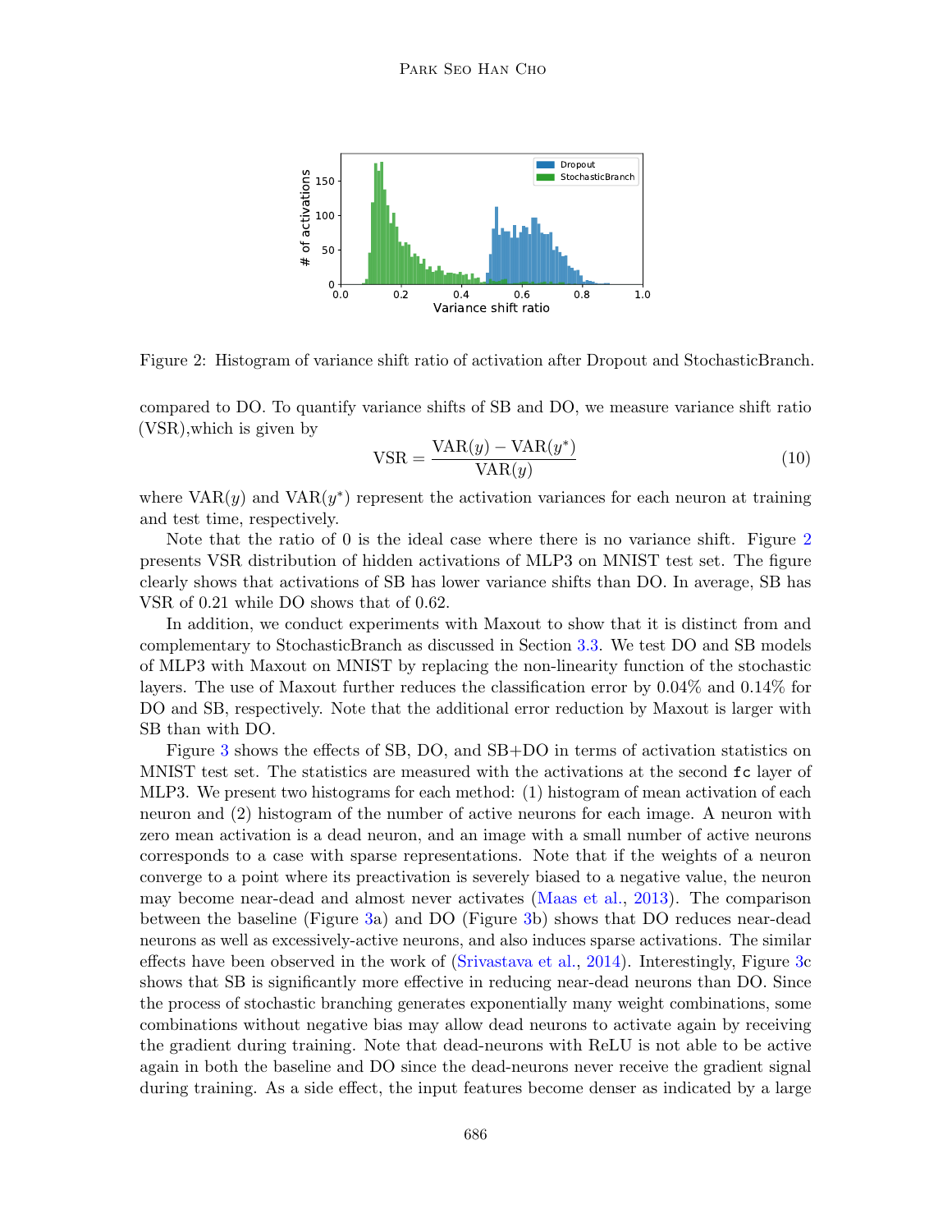Figure 2: Histogram of variance shift ratio of activation after Dropout and StochasticBranch.

compared to DO. To quantify variance shifts of SB and DO, we measure variance shift ratio (VSR),which is given by

$$\text{VSR} = \frac{\text{VAR}(y) - \text{VAR}(y^*)}{\text{VAR}(y)} \tag{10}$$

where $\text{VAR}(y)$ and $\text{VAR}(y^*)$ represent the activation variances for each neuron at training and test time, respectively.

Note that the ratio of 0 is the ideal case where there is no variance shift. Figure 2 presents VSR distribution of hidden activations of MLP3 on MNIST test set. The figure clearly shows that activations of SB has lower variance shifts than DO. In average, SB has VSR of 0.21 while DO shows that of 0.62.

In addition, we conduct experiments with Maxout to show that it is distinct from and complementary to StochasticBranch as discussed in Section 3.3. We test DO and SB models of MLP3 with Maxout on MNIST by replacing the non-linearity function of the stochastic layers. The use of Maxout further reduces the classification error by 0.04% and 0.14% for DO and SB, respectively. Note that the additional error reduction by Maxout is larger with SB than with DO.

Figure 3 shows the effects of SB, DO, and SB+DO in terms of activation statistics on MNIST test set. The statistics are measured with the activations at the second `fc` layer of MLP3. We present two histograms for each method: (1) histogram of mean activation of each neuron and (2) histogram of the number of active neurons for each image. A neuron with zero mean activation is a dead neuron, and an image with a small number of active neurons corresponds to a case with sparse representations. Note that if the weights of a neuron converge to a point where its preactivation is severely biased to a negative value, the neuron may become near-dead and almost never activates (Maas et al., 2013). The comparison between the baseline (Figure 3a) and DO (Figure 3b) shows that DO reduces near-dead neurons as well as excessively-active neurons, and also induces sparse activations. The similar effects have been observed in the work of (Srivastava et al., 2014). Interestingly, Figure 3c shows that SB is significantly more effective in reducing near-dead neurons than DO. Since the process of stochastic branching generates exponentially many weight combinations, some combinations without negative bias may allow dead neurons to activate again by receiving the gradient during training. Note that dead-neurons with ReLU is not able to be active again in both the baseline and DO since the dead-neurons never receive the gradient signal during training. As a side effect, the input features become denser as indicated by a large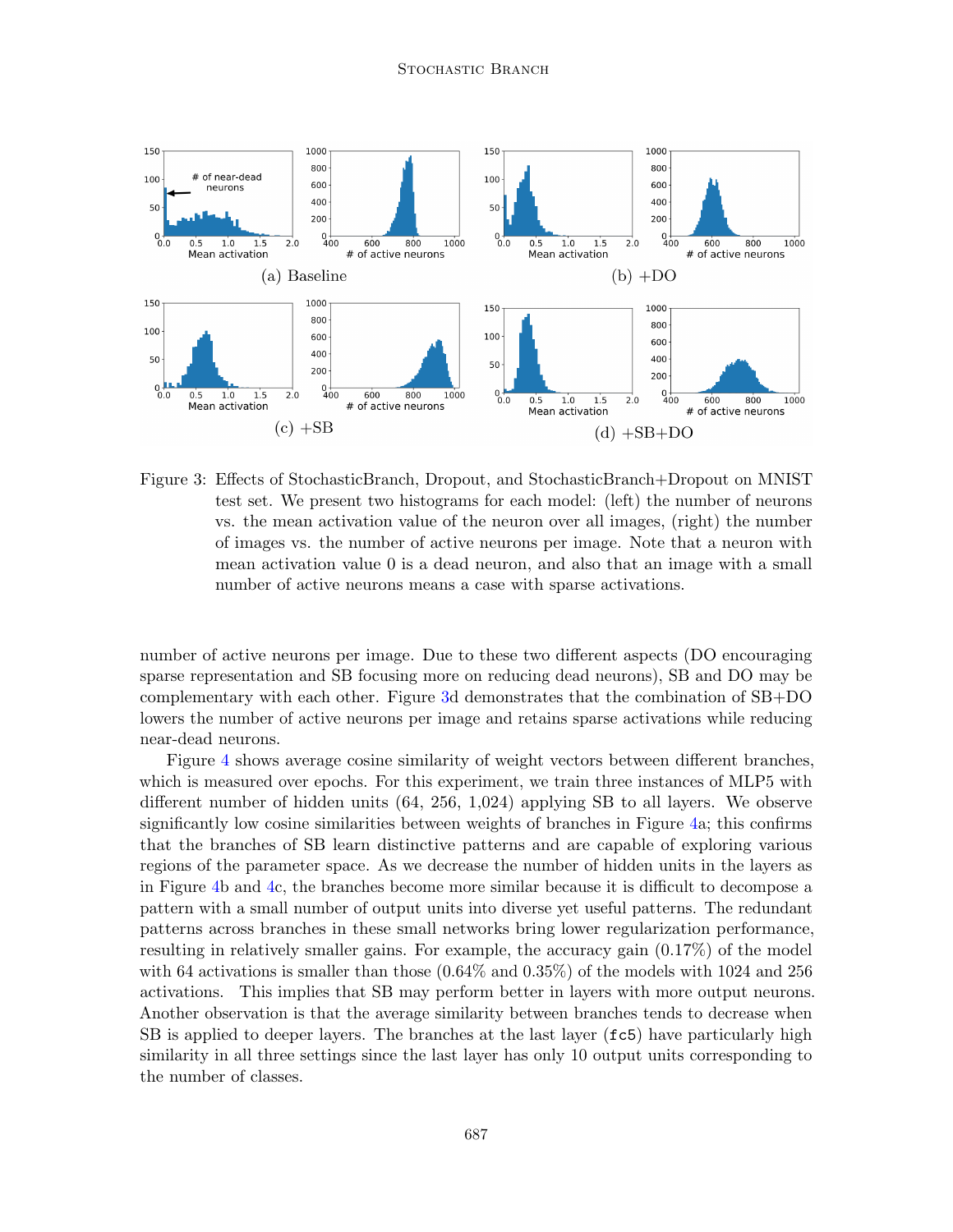Figure 3: Effects of StochasticBranch, Dropout, and StochasticBranch+Dropout on MNIST test set. We present two histograms for each model: (left) the number of neurons vs. the mean activation value of the neuron over all images, (right) the number of images vs. the number of active neurons per image. Note that a neuron with mean activation value 0 is a dead neuron, and also that an image with a small number of active neurons means a case with sparse activations.

number of active neurons per image. Due to these two different aspects (DO encouraging sparse representation and SB focusing more on reducing dead neurons), SB and DO may be complementary with each other. Figure 3d demonstrates that the combination of SB+DO lowers the number of active neurons per image and retains sparse activations while reducing near-dead neurons.

Figure 4 shows average cosine similarity of weight vectors between different branches, which is measured over epochs. For this experiment, we train three instances of MLP5 with different number of hidden units (64, 256, 1,024) applying SB to all layers. We observe significantly low cosine similarities between weights of branches in Figure 4a; this confirms that the branches of SB learn distinctive patterns and are capable of exploring various regions of the parameter space. As we decrease the number of hidden units in the layers as in Figure 4b and 4c, the branches become more similar because it is difficult to decompose a pattern with a small number of output units into diverse yet useful patterns. The redundant patterns across branches in these small networks bring lower regularization performance, resulting in relatively smaller gains. For example, the accuracy gain (0.17%) of the model with 64 activations is smaller than those (0.64% and 0.35%) of the models with 1024 and 256 activations. This implies that SB may perform better in layers with more output neurons. Another observation is that the average similarity between branches tends to decrease when SB is applied to deeper layers. The branches at the last layer (`fc5`) have particularly high similarity in all three settings since the last layer has only 10 output units corresponding to the number of classes.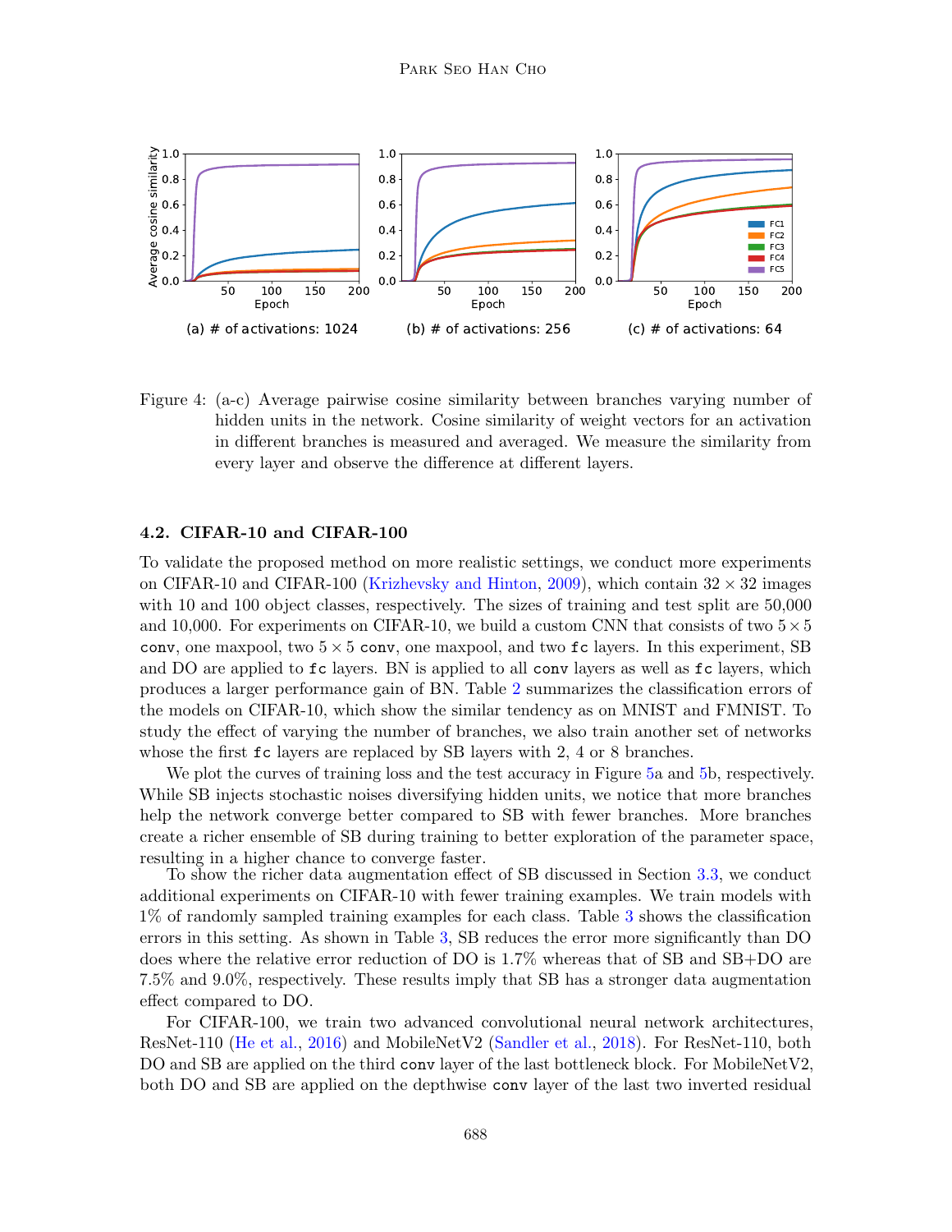Figure 4: (a-c) Average pairwise cosine similarity between branches varying number of hidden units in the network. Cosine similarity of weight vectors for an activation in different branches is measured and averaged. We measure the similarity from every layer and observe the difference at different layers.

### 4.2. CIFAR-10 and CIFAR-100

To validate the proposed method on more realistic settings, we conduct more experiments on CIFAR-10 and CIFAR-100 (Krizhevsky and Hinton, 2009), which contain $32 \times 32$ images with 10 and 100 object classes, respectively. The sizes of training and test split are 50,000 and 10,000. For experiments on CIFAR-10, we build a custom CNN that consists of two $5 \times 5$ `conv`, one maxpool, two $5 \times 5$ `conv`, one maxpool, and two `fc` layers. In this experiment, SB and DO are applied to `fc` layers. BN is applied to all `conv` layers as well as `fc` layers, which produces a larger performance gain of BN. Table 2 summarizes the classification errors of the models on CIFAR-10, which show the similar tendency as on MNIST and FMNIST. To study the effect of varying the number of branches, we also train another set of networks whose the first `fc` layers are replaced by SB layers with 2, 4 or 8 branches.

We plot the curves of training loss and the test accuracy in Figure 5a and 5b, respectively. While SB injects stochastic noises diversifying hidden units, we notice that more branches help the network converge better compared to SB with fewer branches. More branches create a richer ensemble of SB during training to better exploration of the parameter space, resulting in a higher chance to converge faster.

To show the richer data augmentation effect of SB discussed in Section 3.3, we conduct additional experiments on CIFAR-10 with fewer training examples. We train models with 1% of randomly sampled training examples for each class. Table 3 shows the classification errors in this setting. As shown in Table 3, SB reduces the error more significantly than DO does where the relative error reduction of DO is 1.7% whereas that of SB and SB+DO are 7.5% and 9.0%, respectively. These results imply that SB has a stronger data augmentation effect compared to DO.

For CIFAR-100, we train two advanced convolutional neural network architectures, ResNet-110 (He et al., 2016) and MobileNetV2 (Sandler et al., 2018). For ResNet-110, both DO and SB are applied on the third `conv` layer of the last bottleneck block. For MobileNetV2, both DO and SB are applied on the depthwise `conv` layer of the last two inverted residual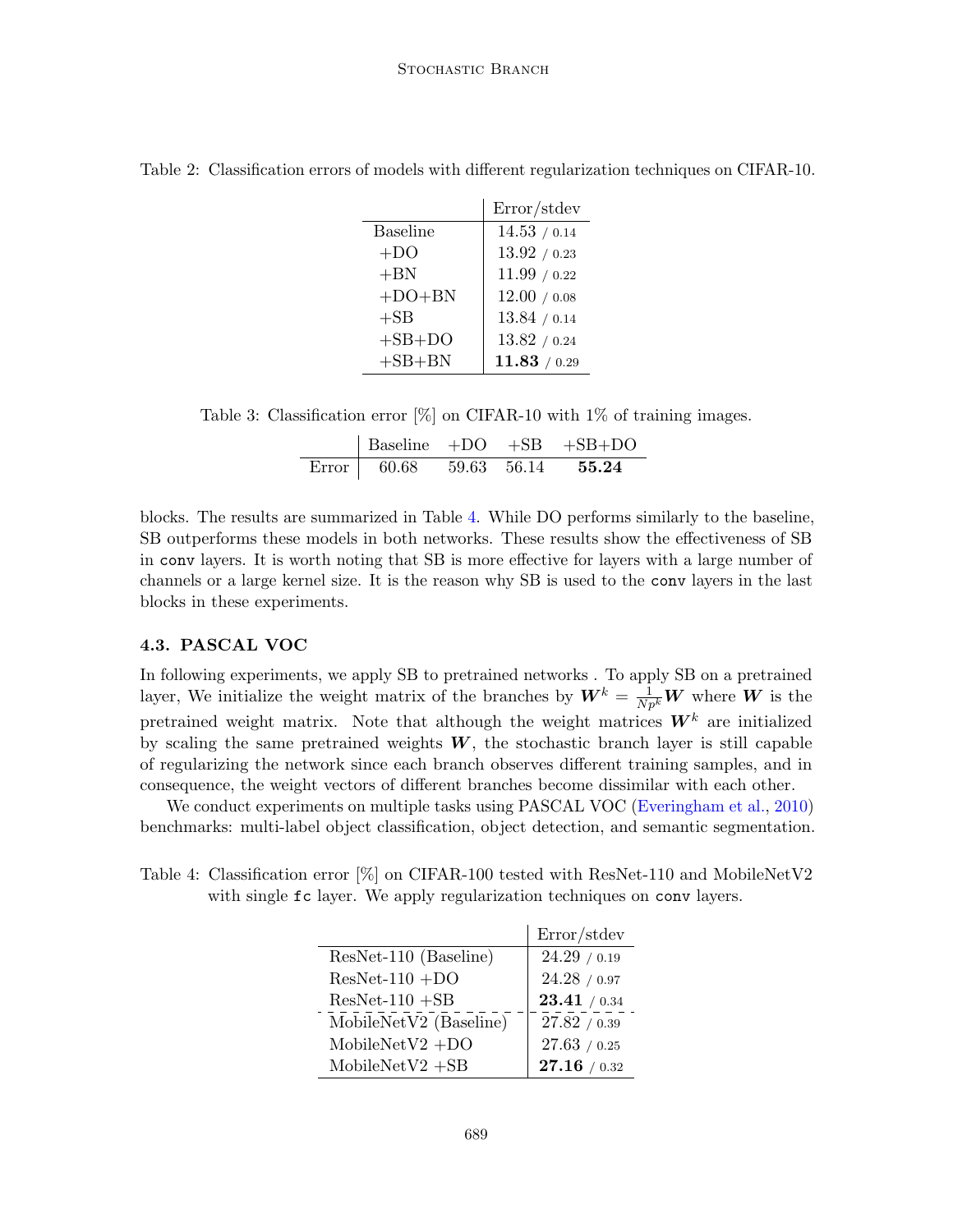Table 2: Classification errors of models with different regularization techniques on CIFAR-10.

| | Error/stdev |
|---|---|
| Baseline | 14.53 / 0.14 |
| +DO | 13.92 / 0.23 |
| +BN | 11.99 / 0.22 |
| +DO+BN | 12.00 / 0.08 |
| +SB | 13.84 / 0.14 |
| +SB+DO | 13.82 / 0.24 |
| +SB+BN | **11.83** / 0.29 |

Table 3: Classification error [%] on CIFAR-10 with 1% of training images.

| | Baseline | +DO | +SB | +SB+DO |
|---|---|---|---|---|
| Error | 60.68 | 59.63 | 56.14 | **55.24** |

blocks. The results are summarized in Table 4. While DO performs similarly to the baseline, SB outperforms these models in both networks. These results show the effectiveness of SB in `conv` layers. It is worth noting that SB is more effective for layers with a large number of channels or a large kernel size. It is the reason why SB is used to the `conv` layers in the last blocks in these experiments.

### 4.3. PASCAL VOC

In following experiments, we apply SB to pretrained networks . To apply SB on a pretrained layer, We initialize the weight matrix of the branches by $\boldsymbol{W}^k = \frac{1}{Np^k}\boldsymbol{W}$ where $\boldsymbol{W}$ is the pretrained weight matrix. Note that although the weight matrices $\boldsymbol{W}^k$ are initialized by scaling the same pretrained weights $\boldsymbol{W}$, the stochastic branch layer is still capable of regularizing the network since each branch observes different training samples, and in consequence, the weight vectors of different branches become dissimilar with each other.

We conduct experiments on multiple tasks using PASCAL VOC (Everingham et al., 2010) benchmarks: multi-label object classification, object detection, and semantic segmentation.

Table 4: Classification error [%] on CIFAR-100 tested with ResNet-110 and MobileNetV2 with single `fc` layer. We apply regularization techniques on `conv` layers.

| | Error/stdev |
|---|---|
| ResNet-110 (Baseline) | 24.29 / 0.19 |
| ResNet-110 +DO | 24.28 / 0.97 |
| ResNet-110 +SB | **23.41** / 0.34 |
| MobileNetV2 (Baseline) | 27.82 / 0.39 |
| MobileNetV2 +DO | 27.63 / 0.25 |
| MobileNetV2 +SB | **27.16** / 0.32 |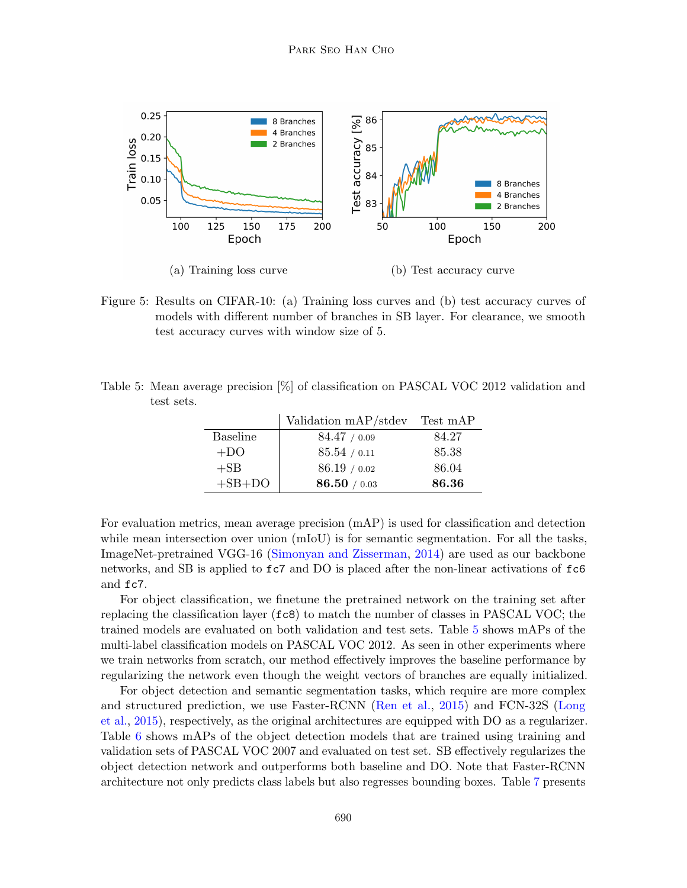(a) Training loss curve

(b) Test accuracy curve

Figure 5: Results on CIFAR-10: (a) Training loss curves and (b) test accuracy curves of models with different number of branches in SB layer. For clearance, we smooth test accuracy curves with window size of 5.

Table 5: Mean average precision [%] of classification on PASCAL VOC 2012 validation and test sets.

| | Validation mAP/stdev | Test mAP |
|---|---|---|
| Baseline | 84.47 / 0.09 | 84.27 |
| +DO | 85.54 / 0.11 | 85.38 |
| +SB | 86.19 / 0.02 | 86.04 |
| +SB+DO | **86.50** / 0.03 | **86.36** |

For evaluation metrics, mean average precision (mAP) is used for classification and detection while mean intersection over union (mIoU) is for semantic segmentation. For all the tasks, ImageNet-pretrained VGG-16 (Simonyan and Zisserman, 2014) are used as our backbone networks, and SB is applied to `fc7` and DO is placed after the non-linear activations of `fc6` and `fc7`.

For object classification, we finetune the pretrained network on the training set after replacing the classification layer (`fc8`) to match the number of classes in PASCAL VOC; the trained models are evaluated on both validation and test sets. Table 5 shows mAPs of the multi-label classification models on PASCAL VOC 2012. As seen in other experiments where we train networks from scratch, our method effectively improves the baseline performance by regularizing the network even though the weight vectors of branches are equally initialized.

For object detection and semantic segmentation tasks, which require are more complex and structured prediction, we use Faster-RCNN (Ren et al., 2015) and FCN-32S (Long et al., 2015), respectively, as the original architectures are equipped with DO as a regularizer. Table 6 shows mAPs of the object detection models that are trained using training and validation sets of PASCAL VOC 2007 and evaluated on test set. SB effectively regularizes the object detection network and outperforms both baseline and DO. Note that Faster-RCNN architecture not only predicts class labels but also regresses bounding boxes. Table 7 presents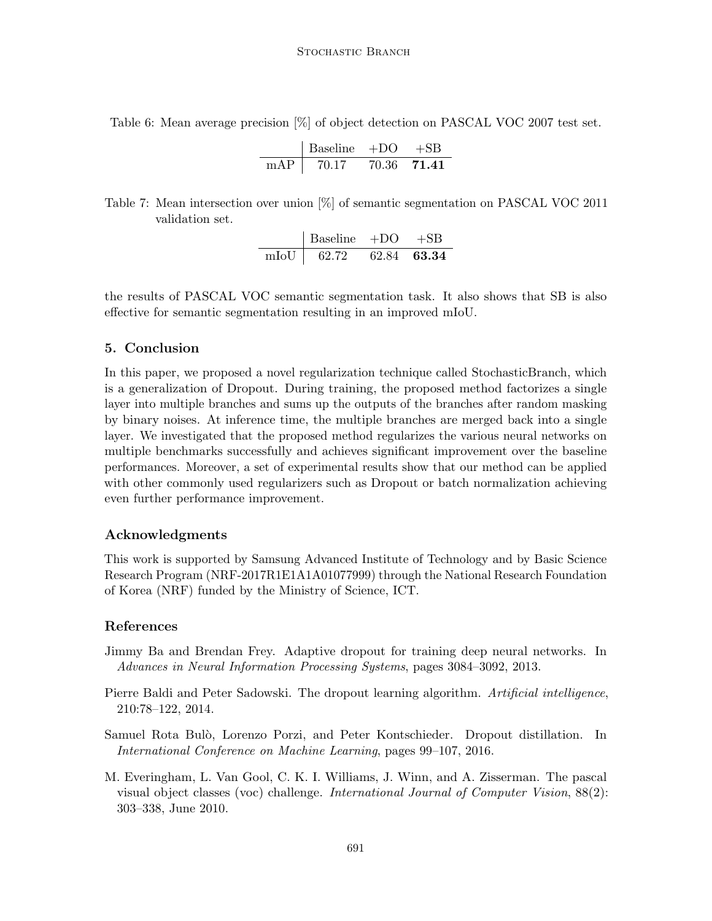Table 6: Mean average precision [%] of object detection on PASCAL VOC 2007 test set.

| | Baseline | +DO | +SB |
|---|---|---|---|
| mAP | 70.17 | 70.36 | **71.41** |

Table 7: Mean intersection over union [%] of semantic segmentation on PASCAL VOC 2011 validation set.

| | Baseline | +DO | +SB |
|---|---|---|---|
| mIoU | 62.72 | 62.84 | **63.34** |

the results of PASCAL VOC semantic segmentation task. It also shows that SB is also effective for semantic segmentation resulting in an improved mIoU.

## 5. Conclusion

In this paper, we proposed a novel regularization technique called StochasticBranch, which is a generalization of Dropout. During training, the proposed method factorizes a single layer into multiple branches and sums up the outputs of the branches after random masking by binary noises. At inference time, the multiple branches are merged back into a single layer. We investigated that the proposed method regularizes the various neural networks on multiple benchmarks successfully and achieves significant improvement over the baseline performances. Moreover, a set of experimental results show that our method can be applied with other commonly used regularizers such as Dropout or batch normalization achieving even further performance improvement.

## Acknowledgments

This work is supported by Samsung Advanced Institute of Technology and by Basic Science Research Program (NRF-2017R1E1A1A01077999) through the National Research Foundation of Korea (NRF) funded by the Ministry of Science, ICT.

## References

Jimmy Ba and Brendan Frey. Adaptive dropout for training deep neural networks. In *Advances in Neural Information Processing Systems*, pages 3084–3092, 2013.

Pierre Baldi and Peter Sadowski. The dropout learning algorithm. *Artificial intelligence*, 210:78–122, 2014.

Samuel Rota Bulò, Lorenzo Porzi, and Peter Kontschieder. Dropout distillation. In *International Conference on Machine Learning*, pages 99–107, 2016.

M. Everingham, L. Van Gool, C. K. I. Williams, J. Winn, and A. Zisserman. The pascal visual object classes (voc) challenge. *International Journal of Computer Vision*, 88(2): 303–338, June 2010.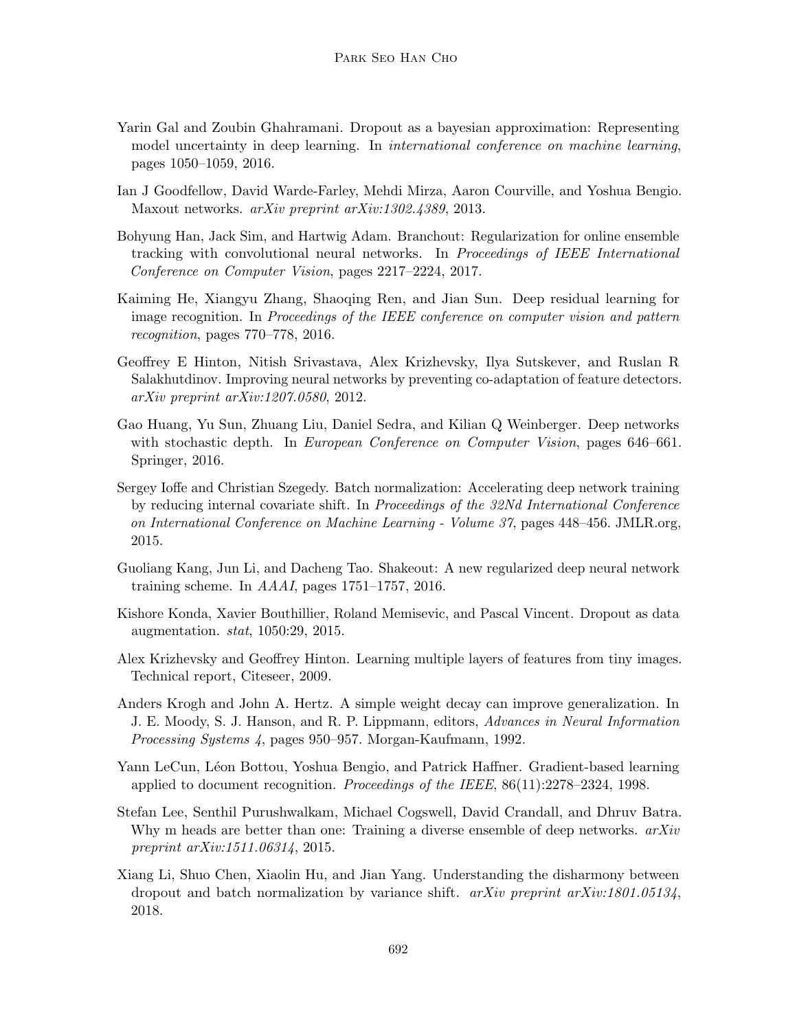Yarin Gal and Zoubin Ghahramani. Dropout as a bayesian approximation: Representing model uncertainty in deep learning. In *international conference on machine learning*, pages 1050–1059, 2016.

Ian J Goodfellow, David Warde-Farley, Mehdi Mirza, Aaron Courville, and Yoshua Bengio. Maxout networks. *arXiv preprint arXiv:1302.4389*, 2013.

Bohyung Han, Jack Sim, and Hartwig Adam. Branchout: Regularization for online ensemble tracking with convolutional neural networks. In *Proceedings of IEEE International Conference on Computer Vision*, pages 2217–2224, 2017.

Kaiming He, Xiangyu Zhang, Shaoqing Ren, and Jian Sun. Deep residual learning for image recognition. In *Proceedings of the IEEE conference on computer vision and pattern recognition*, pages 770–778, 2016.

Geoffrey E Hinton, Nitish Srivastava, Alex Krizhevsky, Ilya Sutskever, and Ruslan R Salakhutdinov. Improving neural networks by preventing co-adaptation of feature detectors. *arXiv preprint arXiv:1207.0580*, 2012.

Gao Huang, Yu Sun, Zhuang Liu, Daniel Sedra, and Kilian Q Weinberger. Deep networks with stochastic depth. In *European Conference on Computer Vision*, pages 646–661. Springer, 2016.

Sergey Ioffe and Christian Szegedy. Batch normalization: Accelerating deep network training by reducing internal covariate shift. In *Proceedings of the 32Nd International Conference on International Conference on Machine Learning - Volume 37*, pages 448–456. JMLR.org, 2015.

Guoliang Kang, Jun Li, and Dacheng Tao. Shakeout: A new regularized deep neural network training scheme. In *AAAI*, pages 1751–1757, 2016.

Kishore Konda, Xavier Bouthillier, Roland Memisevic, and Pascal Vincent. Dropout as data augmentation. *stat*, 1050:29, 2015.

Alex Krizhevsky and Geoffrey Hinton. Learning multiple layers of features from tiny images. Technical report, Citeseer, 2009.

Anders Krogh and John A. Hertz. A simple weight decay can improve generalization. In J. E. Moody, S. J. Hanson, and R. P. Lippmann, editors, *Advances in Neural Information Processing Systems 4*, pages 950–957. Morgan-Kaufmann, 1992.

Yann LeCun, Léon Bottou, Yoshua Bengio, and Patrick Haffner. Gradient-based learning applied to document recognition. *Proceedings of the IEEE*, 86(11):2278–2324, 1998.

Stefan Lee, Senthil Purushwalkam, Michael Cogswell, David Crandall, and Dhruv Batra. Why m heads are better than one: Training a diverse ensemble of deep networks. *arXiv preprint arXiv:1511.06314*, 2015.

Xiang Li, Shuo Chen, Xiaolin Hu, and Jian Yang. Understanding the disharmony between dropout and batch normalization by variance shift. *arXiv preprint arXiv:1801.05134*, 2018.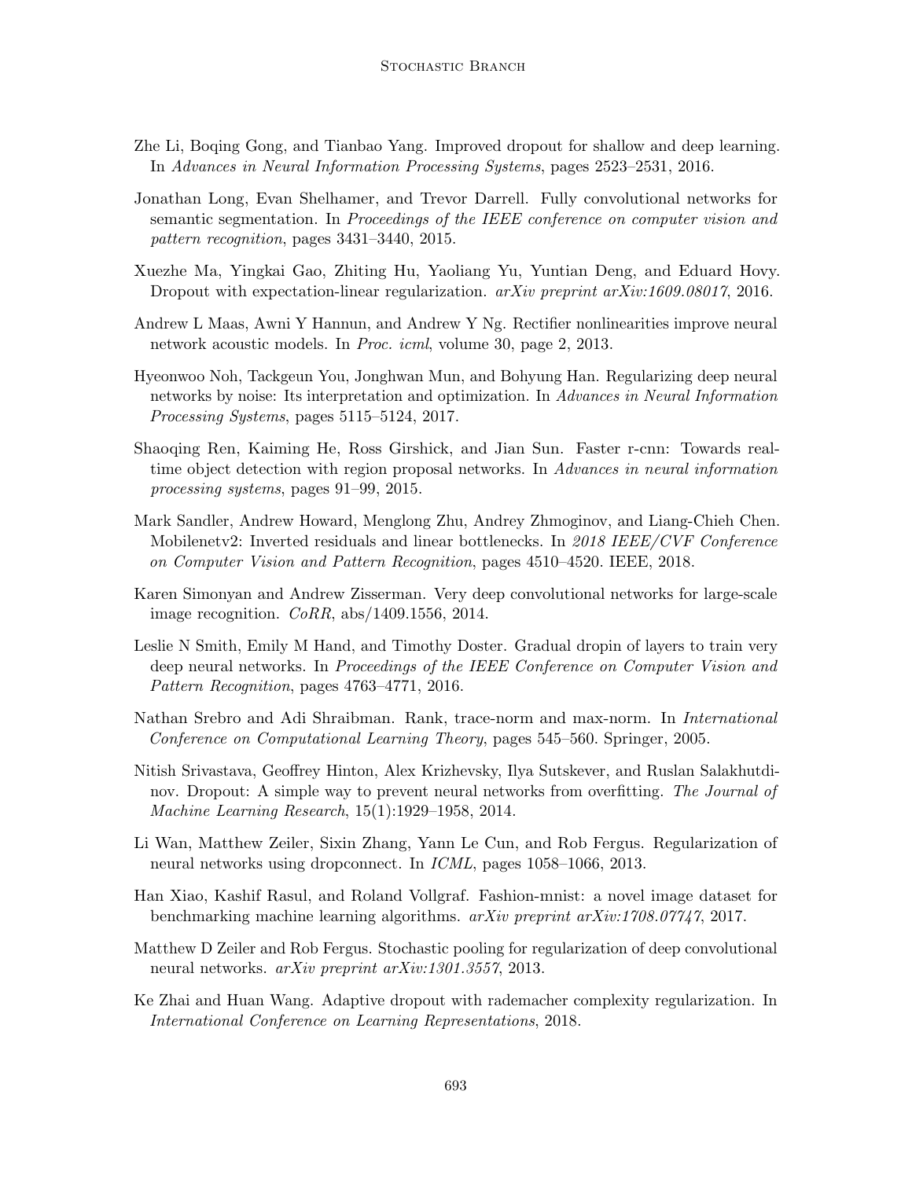Zhe Li, Boqing Gong, and Tianbao Yang. Improved dropout for shallow and deep learning. In *Advances in Neural Information Processing Systems*, pages 2523–2531, 2016.

Jonathan Long, Evan Shelhamer, and Trevor Darrell. Fully convolutional networks for semantic segmentation. In *Proceedings of the IEEE conference on computer vision and pattern recognition*, pages 3431–3440, 2015.

Xuezhe Ma, Yingkai Gao, Zhiting Hu, Yaoliang Yu, Yuntian Deng, and Eduard Hovy. Dropout with expectation-linear regularization. *arXiv preprint arXiv:1609.08017*, 2016.

Andrew L Maas, Awni Y Hannun, and Andrew Y Ng. Rectifier nonlinearities improve neural network acoustic models. In *Proc. icml*, volume 30, page 2, 2013.

Hyeonwoo Noh, Tackgeun You, Jonghwan Mun, and Bohyung Han. Regularizing deep neural networks by noise: Its interpretation and optimization. In *Advances in Neural Information Processing Systems*, pages 5115–5124, 2017.

Shaoqing Ren, Kaiming He, Ross Girshick, and Jian Sun. Faster r-cnn: Towards real-time object detection with region proposal networks. In *Advances in neural information processing systems*, pages 91–99, 2015.

Mark Sandler, Andrew Howard, Menglong Zhu, Andrey Zhmoginov, and Liang-Chieh Chen. Mobilenetv2: Inverted residuals and linear bottlenecks. In *2018 IEEE/CVF Conference on Computer Vision and Pattern Recognition*, pages 4510–4520. IEEE, 2018.

Karen Simonyan and Andrew Zisserman. Very deep convolutional networks for large-scale image recognition. *CoRR*, abs/1409.1556, 2014.

Leslie N Smith, Emily M Hand, and Timothy Doster. Gradual dropin of layers to train very deep neural networks. In *Proceedings of the IEEE Conference on Computer Vision and Pattern Recognition*, pages 4763–4771, 2016.

Nathan Srebro and Adi Shraibman. Rank, trace-norm and max-norm. In *International Conference on Computational Learning Theory*, pages 545–560. Springer, 2005.

Nitish Srivastava, Geoffrey Hinton, Alex Krizhevsky, Ilya Sutskever, and Ruslan Salakhutdinov. Dropout: A simple way to prevent neural networks from overfitting. *The Journal of Machine Learning Research*, 15(1):1929–1958, 2014.

Li Wan, Matthew Zeiler, Sixin Zhang, Yann Le Cun, and Rob Fergus. Regularization of neural networks using dropconnect. In *ICML*, pages 1058–1066, 2013.

Han Xiao, Kashif Rasul, and Roland Vollgraf. Fashion-mnist: a novel image dataset for benchmarking machine learning algorithms. *arXiv preprint arXiv:1708.07747*, 2017.

Matthew D Zeiler and Rob Fergus. Stochastic pooling for regularization of deep convolutional neural networks. *arXiv preprint arXiv:1301.3557*, 2013.

Ke Zhai and Huan Wang. Adaptive dropout with rademacher complexity regularization. In *International Conference on Learning Representations*, 2018.